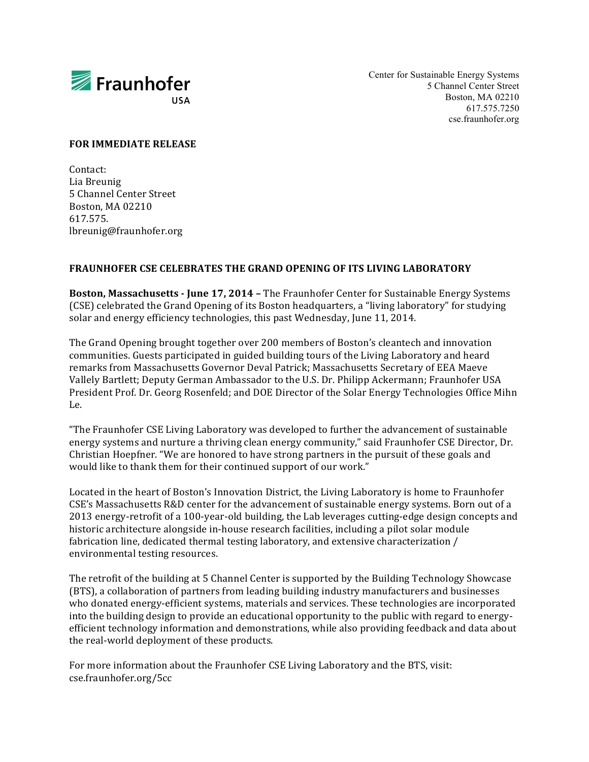Fraunhofer USA

Center for Sustainable Energy Systems
5 Channel Center Street
Boston, MA 02210
617.575.7250
cse.fraunhofer.org

**FOR IMMEDIATE RELEASE**

Contact:
Lia Breunig
5 Channel Center Street
Boston, MA 02210
617.575.
lbreunig@fraunhofer.org

**FRAUNHOFER CSE CELEBRATES THE GRAND OPENING OF ITS LIVING LABORATORY**

**Boston, Massachusetts - June 17, 2014 –** The Fraunhofer Center for Sustainable Energy Systems (CSE) celebrated the Grand Opening of its Boston headquarters, a "living laboratory" for studying solar and energy efficiency technologies, this past Wednesday, June 11, 2014.

The Grand Opening brought together over 200 members of Boston's cleantech and innovation communities. Guests participated in guided building tours of the Living Laboratory and heard remarks from Massachusetts Governor Deval Patrick; Massachusetts Secretary of EEA Maeve Vallely Bartlett; Deputy German Ambassador to the U.S. Dr. Philipp Ackermann; Fraunhofer USA President Prof. Dr. Georg Rosenfeld; and DOE Director of the Solar Energy Technologies Office Mihn Le.

"The Fraunhofer CSE Living Laboratory was developed to further the advancement of sustainable energy systems and nurture a thriving clean energy community," said Fraunhofer CSE Director, Dr. Christian Hoepfner. "We are honored to have strong partners in the pursuit of these goals and would like to thank them for their continued support of our work."

Located in the heart of Boston's Innovation District, the Living Laboratory is home to Fraunhofer CSE's Massachusetts R&D center for the advancement of sustainable energy systems. Born out of a 2013 energy-retrofit of a 100-year-old building, the Lab leverages cutting-edge design concepts and historic architecture alongside in-house research facilities, including a pilot solar module fabrication line, dedicated thermal testing laboratory, and extensive characterization / environmental testing resources.

The retrofit of the building at 5 Channel Center is supported by the Building Technology Showcase (BTS), a collaboration of partners from leading building industry manufacturers and businesses who donated energy-efficient systems, materials and services. These technologies are incorporated into the building design to provide an educational opportunity to the public with regard to energy-efficient technology information and demonstrations, while also providing feedback and data about the real-world deployment of these products.

For more information about the Fraunhofer CSE Living Laboratory and the BTS, visit: cse.fraunhofer.org/5cc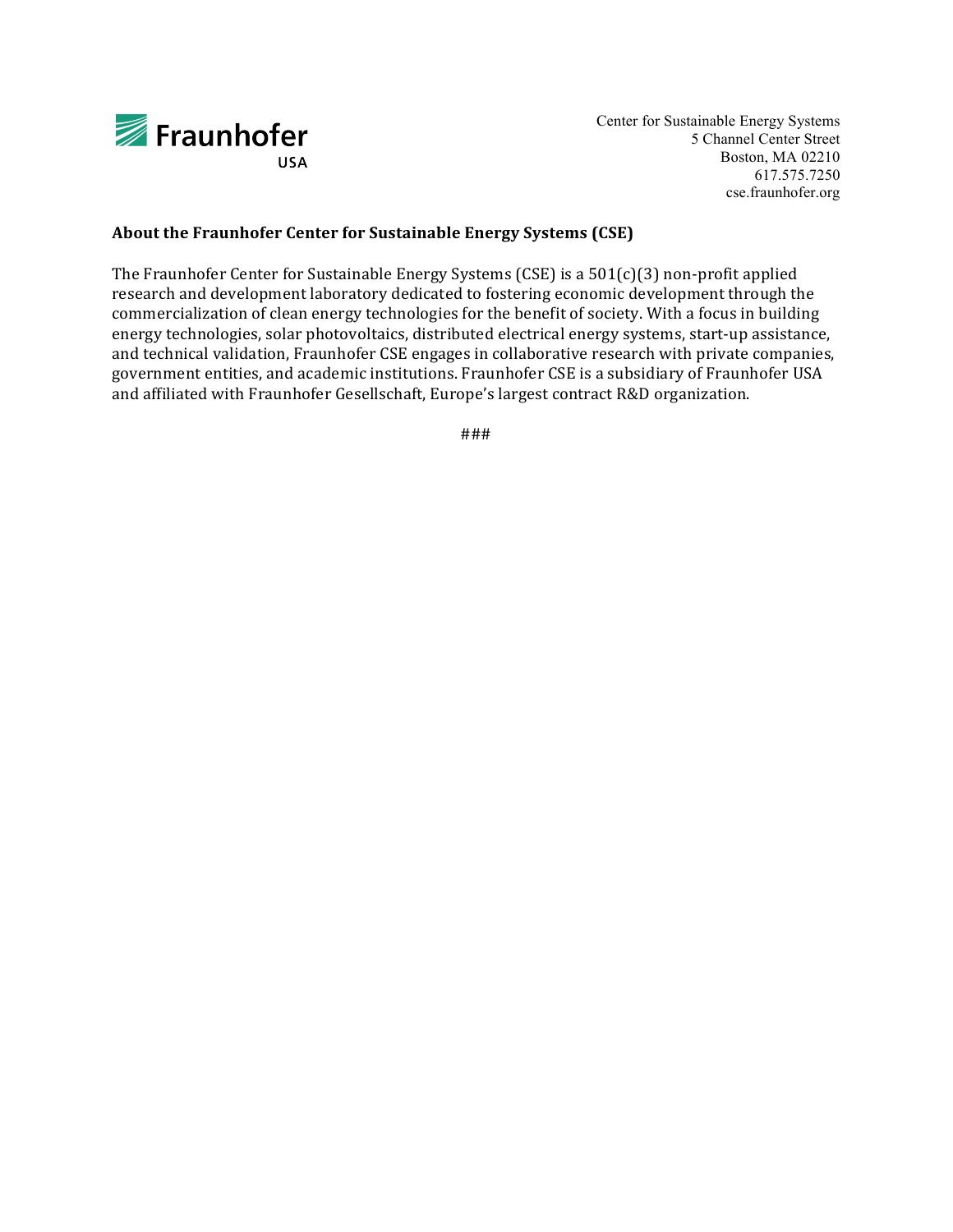Center for Sustainable Energy Systems
5 Channel Center Street
Boston, MA 02210
617.575.7250
cse.fraunhofer.org

**About the Fraunhofer Center for Sustainable Energy Systems (CSE)**

The Fraunhofer Center for Sustainable Energy Systems (CSE) is a 501(c)(3) non-profit applied research and development laboratory dedicated to fostering economic development through the commercialization of clean energy technologies for the benefit of society. With a focus in building energy technologies, solar photovoltaics, distributed electrical energy systems, start-up assistance, and technical validation, Fraunhofer CSE engages in collaborative research with private companies, government entities, and academic institutions. Fraunhofer CSE is a subsidiary of Fraunhofer USA and affiliated with Fraunhofer Gesellschaft, Europe's largest contract R&D organization.

###